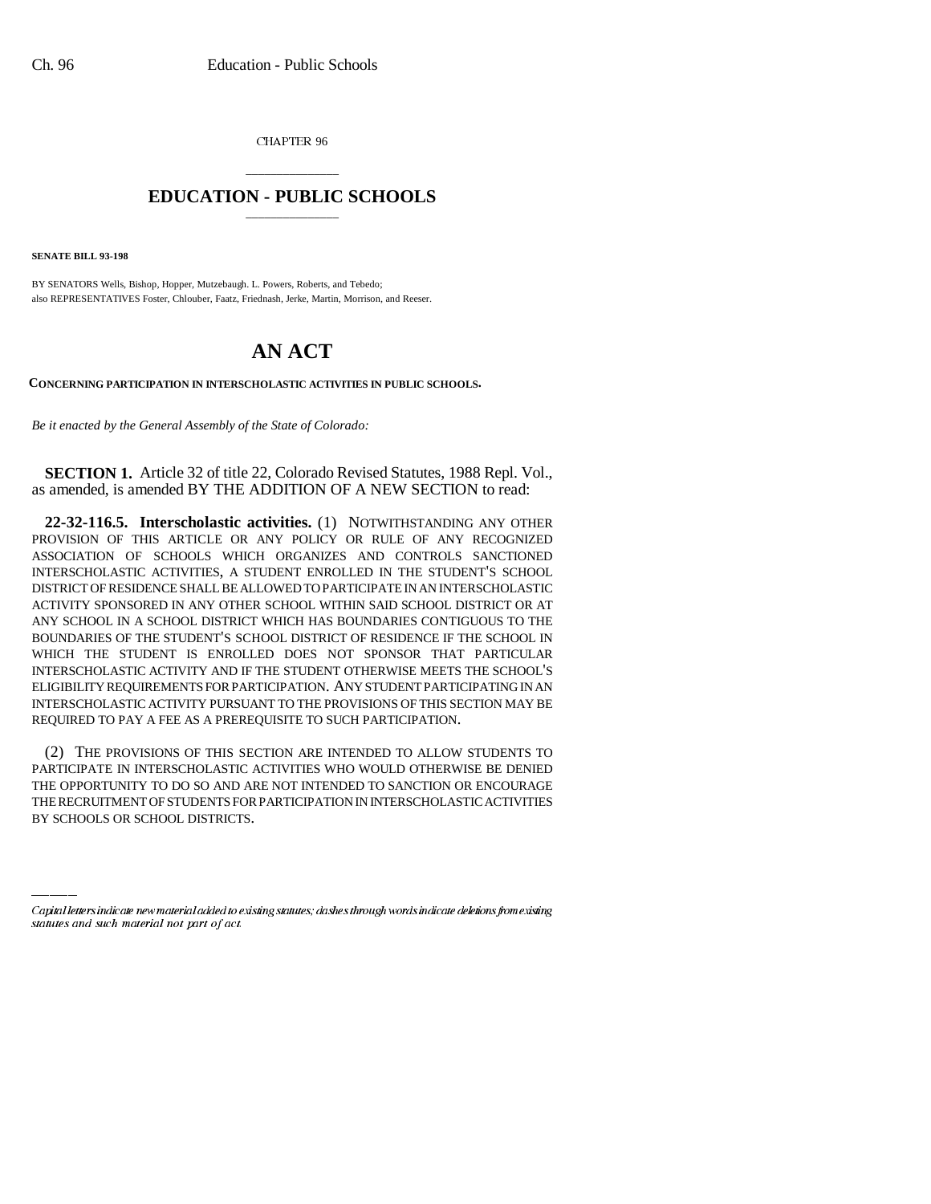CHAPTER 96

# EDUCATION - PUBLIC SCHOOLS

**SENATE BILL 93-198**

BY SENATORS Wells, Bishop, Hopper, Mutzebaugh. L. Powers, Roberts, and Tebedo;
also REPRESENTATIVES Foster, Chlouber, Faatz, Friednash, Jerke, Martin, Morrison, and Reeser.

# AN ACT

**CONCERNING PARTICIPATION IN INTERSCHOLASTIC ACTIVITIES IN PUBLIC SCHOOLS.**

*Be it enacted by the General Assembly of the State of Colorado:*

**SECTION 1.** Article 32 of title 22, Colorado Revised Statutes, 1988 Repl. Vol., as amended, is amended BY THE ADDITION OF A NEW SECTION to read:

**22-32-116.5. Interscholastic activities.** (1) NOTWITHSTANDING ANY OTHER PROVISION OF THIS ARTICLE OR ANY POLICY OR RULE OF ANY RECOGNIZED ASSOCIATION OF SCHOOLS WHICH ORGANIZES AND CONTROLS SANCTIONED INTERSCHOLASTIC ACTIVITIES, A STUDENT ENROLLED IN THE STUDENT'S SCHOOL DISTRICT OF RESIDENCE SHALL BE ALLOWED TO PARTICIPATE IN AN INTERSCHOLASTIC ACTIVITY SPONSORED IN ANY OTHER SCHOOL WITHIN SAID SCHOOL DISTRICT OR AT ANY SCHOOL IN A SCHOOL DISTRICT WHICH HAS BOUNDARIES CONTIGUOUS TO THE BOUNDARIES OF THE STUDENT'S SCHOOL DISTRICT OF RESIDENCE IF THE SCHOOL IN WHICH THE STUDENT IS ENROLLED DOES NOT SPONSOR THAT PARTICULAR INTERSCHOLASTIC ACTIVITY AND IF THE STUDENT OTHERWISE MEETS THE SCHOOL'S ELIGIBILITY REQUIREMENTS FOR PARTICIPATION. ANY STUDENT PARTICIPATING IN AN INTERSCHOLASTIC ACTIVITY PURSUANT TO THE PROVISIONS OF THIS SECTION MAY BE REQUIRED TO PAY A FEE AS A PREREQUISITE TO SUCH PARTICIPATION.

(2) THE PROVISIONS OF THIS SECTION ARE INTENDED TO ALLOW STUDENTS TO PARTICIPATE IN INTERSCHOLASTIC ACTIVITIES WHO WOULD OTHERWISE BE DENIED THE OPPORTUNITY TO DO SO AND ARE NOT INTENDED TO SANCTION OR ENCOURAGE THE RECRUITMENT OF STUDENTS FOR PARTICIPATION IN INTERSCHOLASTIC ACTIVITIES BY SCHOOLS OR SCHOOL DISTRICTS.

*Capital letters indicate new material added to existing statutes; dashes through words indicate deletions from existing statutes and such material not part of act.*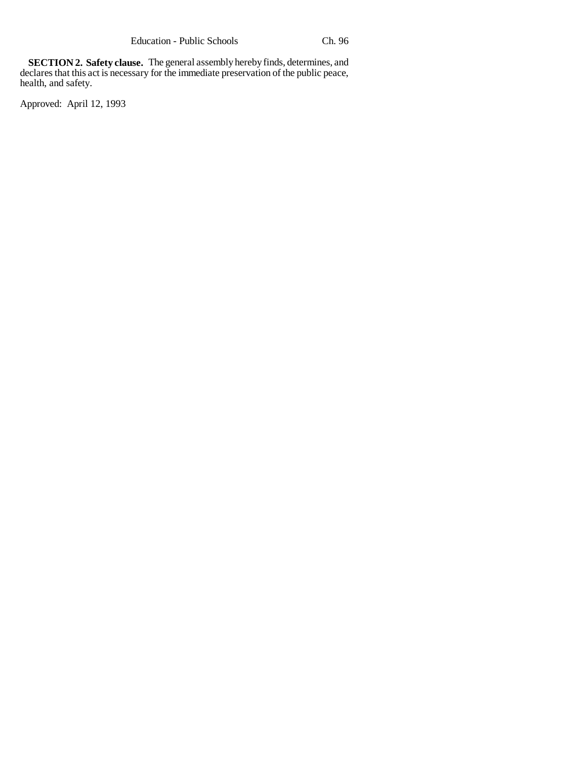**SECTION 2. Safety clause.** The general assembly hereby finds, determines, and declares that this act is necessary for the immediate preservation of the public peace, health, and safety.

Approved: April 12, 1993